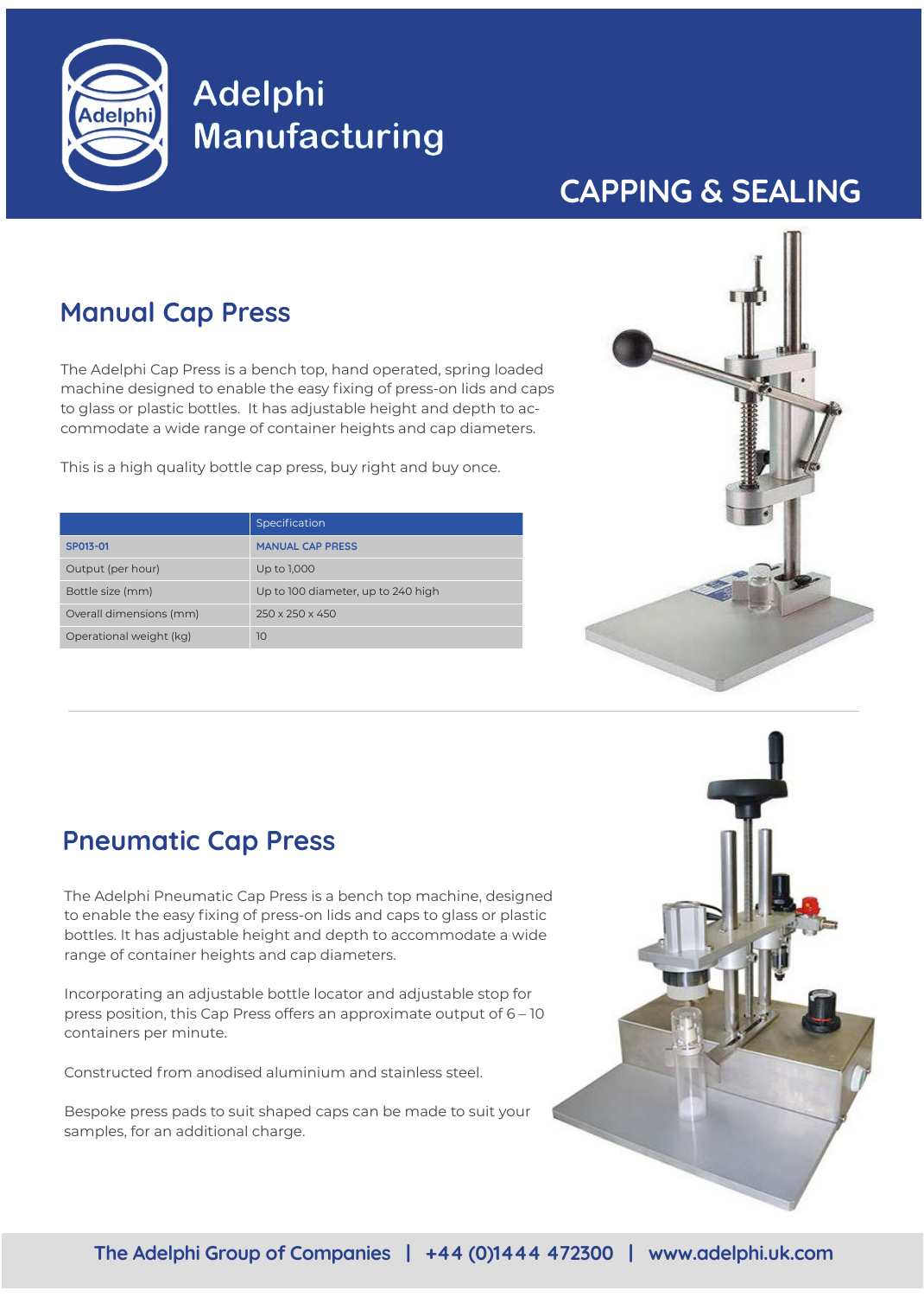Adelphi Manufacturing

# CAPPING & SEALING

## Manual Cap Press

The Adelphi Cap Press is a bench top, hand operated, spring loaded machine designed to enable the easy fixing of press-on lids and caps to glass or plastic bottles. It has adjustable height and depth to accommodate a wide range of container heights and cap diameters.

This is a high quality bottle cap press, buy right and buy once.

| | Specification |
|---|---|
| SP013-01 | MANUAL CAP PRESS |
| Output (per hour) | Up to 1,000 |
| Bottle size (mm) | Up to 100 diameter, up to 240 high |
| Overall dimensions (mm) | 250 x 250 x 450 |
| Operational weight (kg) | 10 |

## Pneumatic Cap Press

The Adelphi Pneumatic Cap Press is a bench top machine, designed to enable the easy fixing of press-on lids and caps to glass or plastic bottles. It has adjustable height and depth to accommodate a wide range of container heights and cap diameters.

Incorporating an adjustable bottle locator and adjustable stop for press position, this Cap Press offers an approximate output of 6 – 10 containers per minute.

Constructed from anodised aluminium and stainless steel.

Bespoke press pads to suit shaped caps can be made to suit your samples, for an additional charge.

The Adelphi Group of Companies | +44 (0)1444 472300 | www.adelphi.uk.com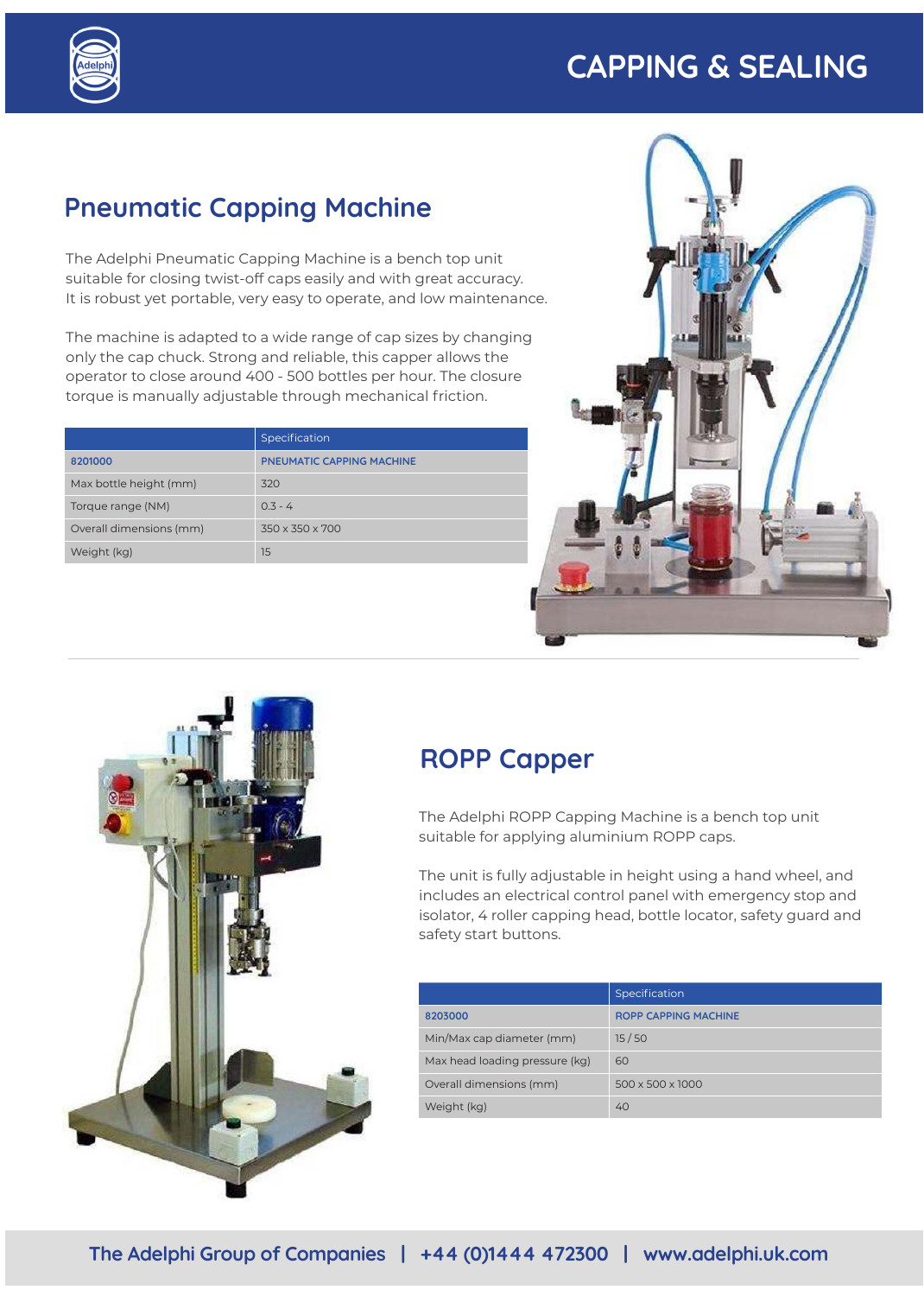# CAPPING & SEALING

## Pneumatic Capping Machine

The Adelphi Pneumatic Capping Machine is a bench top unit suitable for closing twist-off caps easily and with great accuracy. It is robust yet portable, very easy to operate, and low maintenance.

The machine is adapted to a wide range of cap sizes by changing only the cap chuck. Strong and reliable, this capper allows the operator to close around 400 - 500 bottles per hour. The closure torque is manually adjustable through mechanical friction.

| | Specification |
|---|---|
| 8201000 | PNEUMATIC CAPPING MACHINE |
| Max bottle height (mm) | 320 |
| Torque range (NM) | 0.3 - 4 |
| Overall dimensions (mm) | 350 x 350 x 700 |
| Weight (kg) | 15 |

## ROPP Capper

The Adelphi ROPP Capping Machine is a bench top unit suitable for applying aluminium ROPP caps.

The unit is fully adjustable in height using a hand wheel, and includes an electrical control panel with emergency stop and isolator, 4 roller capping head, bottle locator, safety guard and safety start buttons.

| | Specification |
|---|---|
| 8203000 | ROPP CAPPING MACHINE |
| Min/Max cap diameter (mm) | 15 / 50 |
| Max head loading pressure (kg) | 60 |
| Overall dimensions (mm) | 500 x 500 x 1000 |
| Weight (kg) | 40 |

The Adelphi Group of Companies | +44 (0)1444 472300 | www.adelphi.uk.com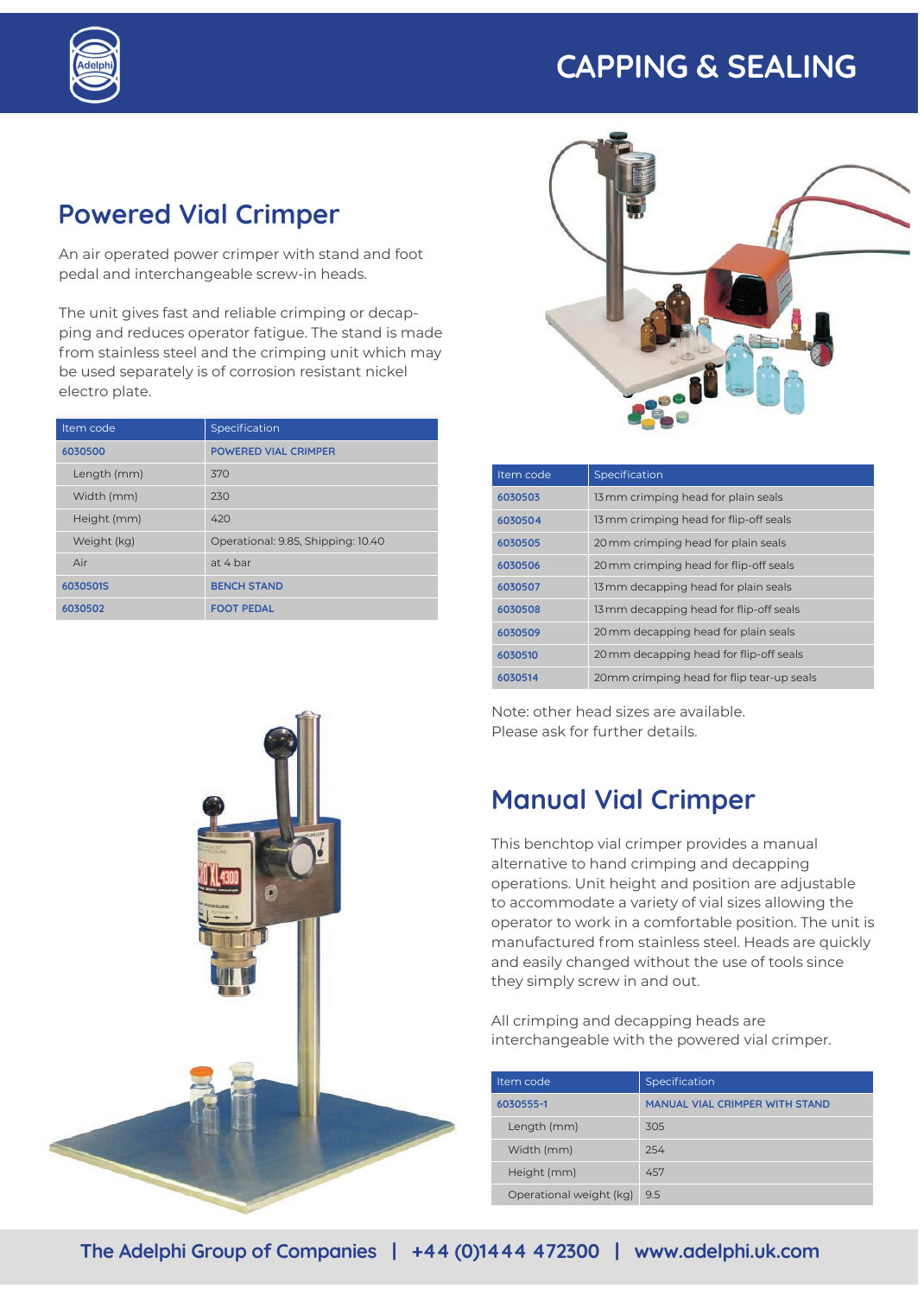# CAPPING & SEALING

## Powered Vial Crimper

An air operated power crimper with stand and foot pedal and interchangeable screw-in heads.

The unit gives fast and reliable crimping or decapping and reduces operator fatigue. The stand is made from stainless steel and the crimping unit which may be used separately is of corrosion resistant nickel electro plate.

| Item code | Specification |
|---|---|
| 6030500 | POWERED VIAL CRIMPER |
| Length (mm) | 370 |
| Width (mm) | 230 |
| Height (mm) | 420 |
| Weight (kg) | Operational: 9.85, Shipping: 10.40 |
| Air | at 4 bar |
| 6030501S | BENCH STAND |
| 6030502 | FOOT PEDAL |

| Item code | Specification |
|---|---|
| 6030503 | 13 mm crimping head for plain seals |
| 6030504 | 13 mm crimping head for flip-off seals |
| 6030505 | 20 mm crimping head for plain seals |
| 6030506 | 20 mm crimping head for flip-off seals |
| 6030507 | 13 mm decapping head for plain seals |
| 6030508 | 13 mm decapping head for flip-off seals |
| 6030509 | 20 mm decapping head for plain seals |
| 6030510 | 20 mm decapping head for flip-off seals |
| 6030514 | 20mm crimping head for flip tear-up seals |

Note: other head sizes are available.
Please ask for further details.

## Manual Vial Crimper

This benchtop vial crimper provides a manual alternative to hand crimping and decapping operations. Unit height and position are adjustable to accommodate a variety of vial sizes allowing the operator to work in a comfortable position. The unit is manufactured from stainless steel. Heads are quickly and easily changed without the use of tools since they simply screw in and out.

All crimping and decapping heads are interchangeable with the powered vial crimper.

| Item code | Specification |
|---|---|
| 6030555-1 | MANUAL VIAL CRIMPER WITH STAND |
| Length (mm) | 305 |
| Width (mm) | 254 |
| Height (mm) | 457 |
| Operational weight (kg) | 9.5 |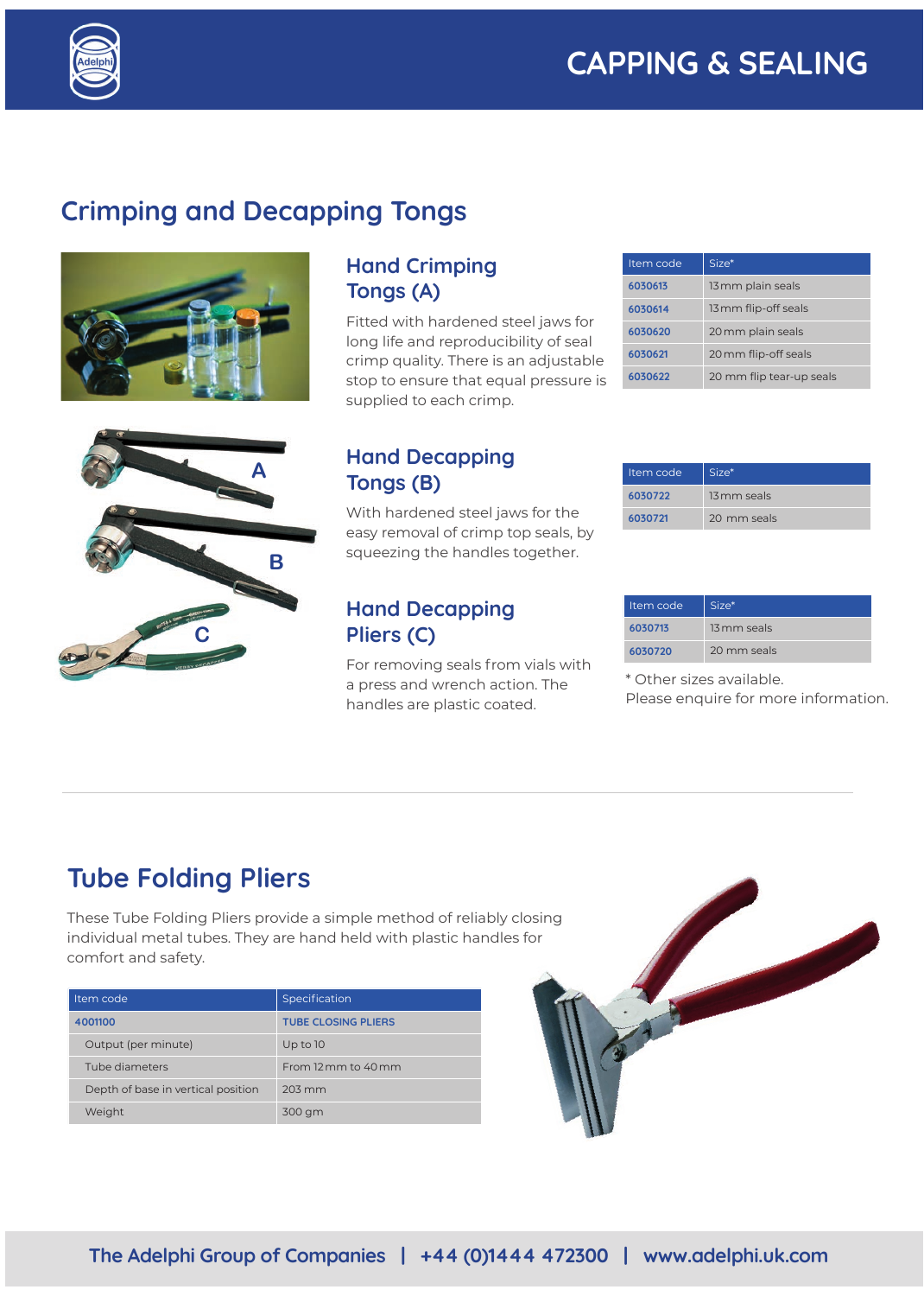# CAPPING & SEALING

## Crimping and Decapping Tongs

### Hand Crimping Tongs (A)

Fitted with hardened steel jaws for long life and reproducibility of seal crimp quality. There is an adjustable stop to ensure that equal pressure is supplied to each crimp.

| Item code | Size* |
|---|---|
| 6030613 | 13mm plain seals |
| 6030614 | 13mm flip-off seals |
| 6030620 | 20mm plain seals |
| 6030621 | 20mm flip-off seals |
| 6030622 | 20 mm flip tear-up seals |

### Hand Decapping Tongs (B)

With hardened steel jaws for the easy removal of crimp top seals, by squeezing the handles together.

| Item code | Size* |
|---|---|
| 6030722 | 13mm seals |
| 6030721 | 20 mm seals |

### Hand Decapping Pliers (C)

For removing seals from vials with a press and wrench action. The handles are plastic coated.

| Item code | Size* |
|---|---|
| 6030713 | 13mm seals |
| 6030720 | 20 mm seals |

* Other sizes available.
Please enquire for more information.

## Tube Folding Pliers

These Tube Folding Pliers provide a simple method of reliably closing individual metal tubes. They are hand held with plastic handles for comfort and safety.

| Item code | Specification |
|---|---|
| 4001100 | TUBE CLOSING PLIERS |
| Output (per minute) | Up to 10 |
| Tube diameters | From 12mm to 40mm |
| Depth of base in vertical position | 203 mm |
| Weight | 300 gm |

The Adelphi Group of Companies | +44 (0)1444 472300 | www.adelphi.uk.com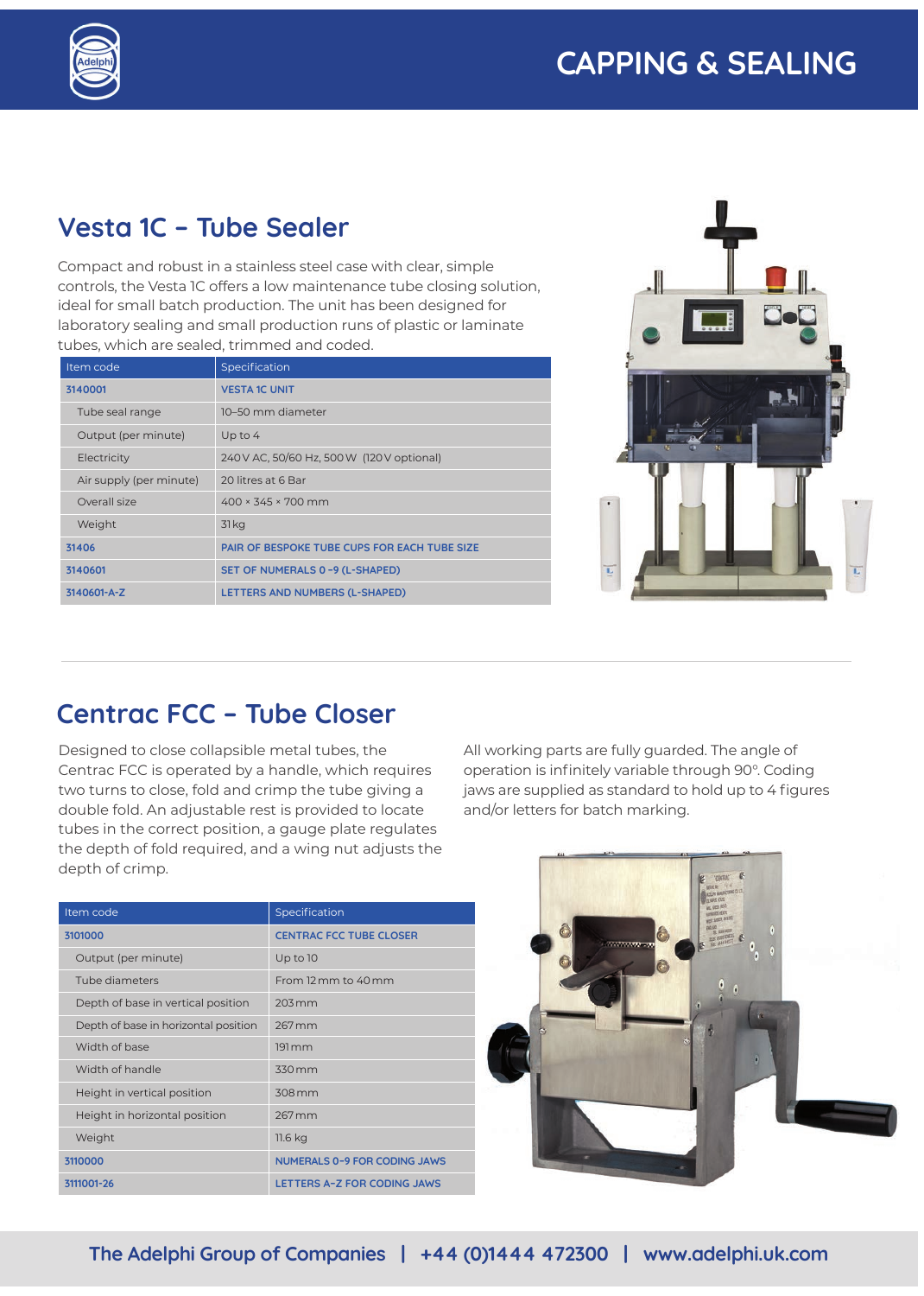# CAPPING & SEALING

## Vesta 1C – Tube Sealer

Compact and robust in a stainless steel case with clear, simple controls, the Vesta 1C offers a low maintenance tube closing solution, ideal for small batch production. The unit has been designed for laboratory sealing and small production runs of plastic or laminate tubes, which are sealed, trimmed and coded.

| Item code | Specification |
|---|---|
| 3140001 | VESTA 1C UNIT |
| Tube seal range | 10–50 mm diameter |
| Output (per minute) | Up to 4 |
| Electricity | 240 V AC, 50/60 Hz, 500 W (120 V optional) |
| Air supply (per minute) | 20 litres at 6 Bar |
| Overall size | 400 × 345 × 700 mm |
| Weight | 31 kg |
| 31406 | PAIR OF BESPOKE TUBE CUPS FOR EACH TUBE SIZE |
| 3140601 | SET OF NUMERALS 0 -9 (L-SHAPED) |
| 3140601-A-Z | LETTERS AND NUMBERS (L-SHAPED) |

## Centrac FCC – Tube Closer

Designed to close collapsible metal tubes, the Centrac FCC is operated by a handle, which requires two turns to close, fold and crimp the tube giving a double fold. An adjustable rest is provided to locate tubes in the correct position, a gauge plate regulates the depth of fold required, and a wing nut adjusts the depth of crimp.

All working parts are fully guarded. The angle of operation is infinitely variable through 90°. Coding jaws are supplied as standard to hold up to 4 figures and/or letters for batch marking.

| Item code | Specification |
|---|---|
| 3101000 | CENTRAC FCC TUBE CLOSER |
| Output (per minute) | Up to 10 |
| Tube diameters | From 12 mm to 40 mm |
| Depth of base in vertical position | 203 mm |
| Depth of base in horizontal position | 267 mm |
| Width of base | 191 mm |
| Width of handle | 330 mm |
| Height in vertical position | 308 mm |
| Height in horizontal position | 267 mm |
| Weight | 11.6 kg |
| 3110000 | NUMERALS 0–9 FOR CODING JAWS |
| 3111001-26 | LETTERS A–Z FOR CODING JAWS |

The Adelphi Group of Companies | +44 (0)1444 472300 | www.adelphi.uk.com